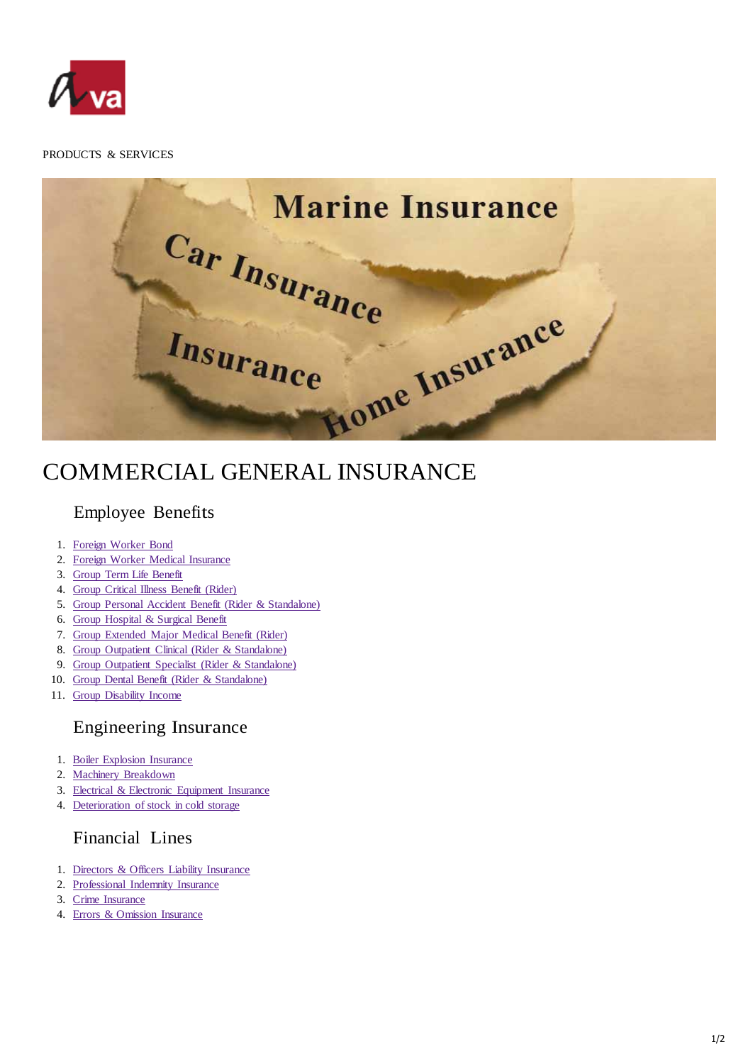PRODUCTS & SERVICES

# COMMERCIAL GENERAL INSURANCE

## Employee Benefits

1. Foreign Worker Bond
2. Foreign Worker Medical Insurance
3. Group Term Life Benefit
4. Group Critical Illness Benefit (Rider)
5. Group Personal Accident Benefit (Rider & Standalone)
6. Group Hospital & Surgical Benefit
7. Group Extended Major Medical Benefit (Rider)
8. Group Outpatient Clinical (Rider & Standalone)
9. Group Outpatient Specialist (Rider & Standalone)
10. Group Dental Benefit (Rider & Standalone)
11. Group Disability Income

## Engineering Insurance

1. Boiler Explosion Insurance
2. Machinery Breakdown
3. Electrical & Electronic Equipment Insurance
4. Deterioration of stock in cold storage

## Financial Lines

1. Directors & Officers Liability Insurance
2. Professional Indemnity Insurance
3. Crime Insurance
4. Errors & Omission Insurance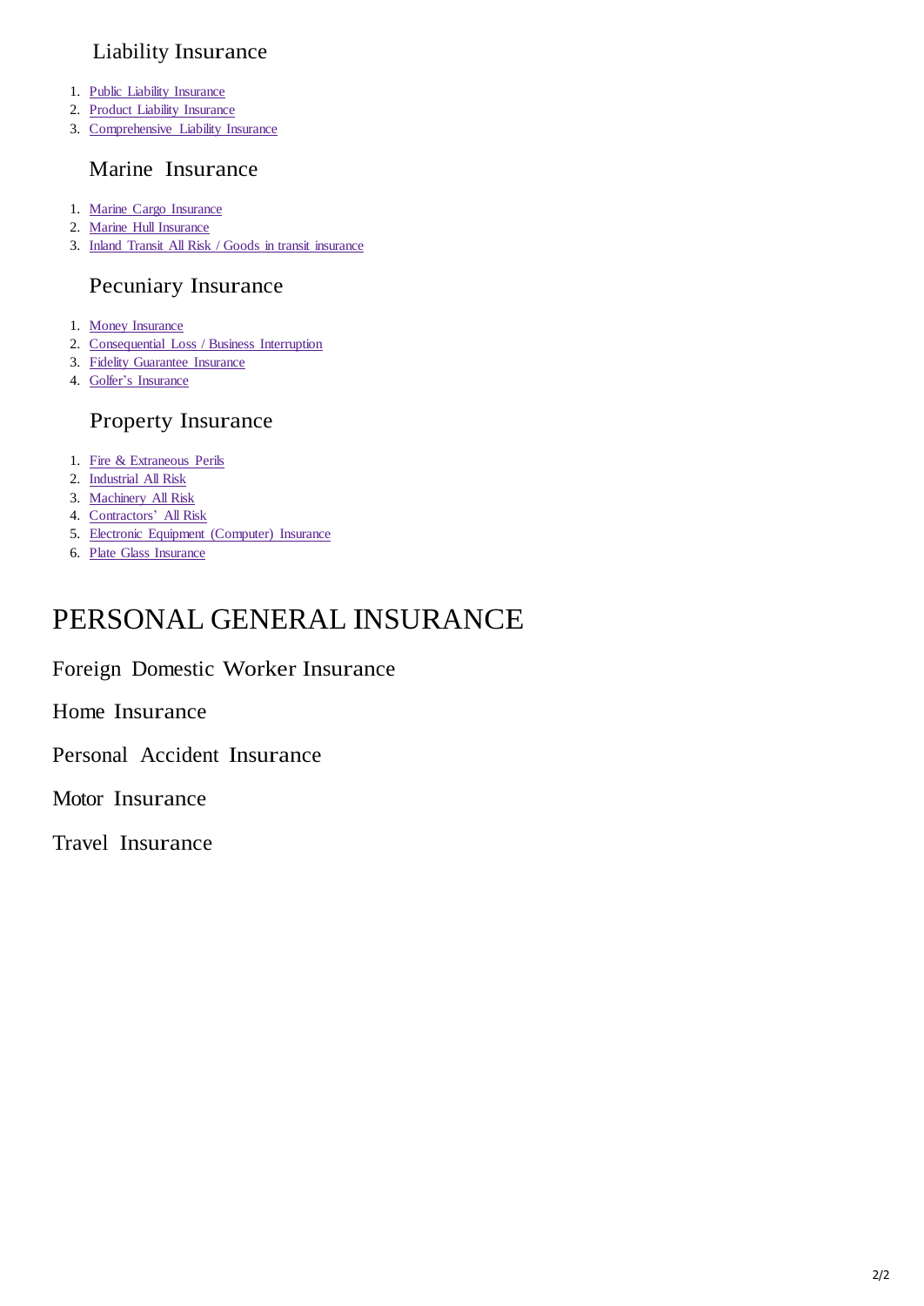### Liability Insurance

1. Public Liability Insurance
2. Product Liability Insurance
3. Comprehensive Liability Insurance

### Marine Insurance

1. Marine Cargo Insurance
2. Marine Hull Insurance
3. Inland Transit All Risk / Goods in transit insurance

### Pecuniary Insurance

1. Money Insurance
2. Consequential Loss / Business Interruption
3. Fidelity Guarantee Insurance
4. Golfer's Insurance

### Property Insurance

1. Fire & Extraneous Perils
2. Industrial All Risk
3. Machinery All Risk
4. Contractors' All Risk
5. Electronic Equipment (Computer) Insurance
6. Plate Glass Insurance

# PERSONAL GENERAL INSURANCE

## Foreign Domestic Worker Insurance

## Home Insurance

## Personal Accident Insurance

## Motor Insurance

## Travel Insurance